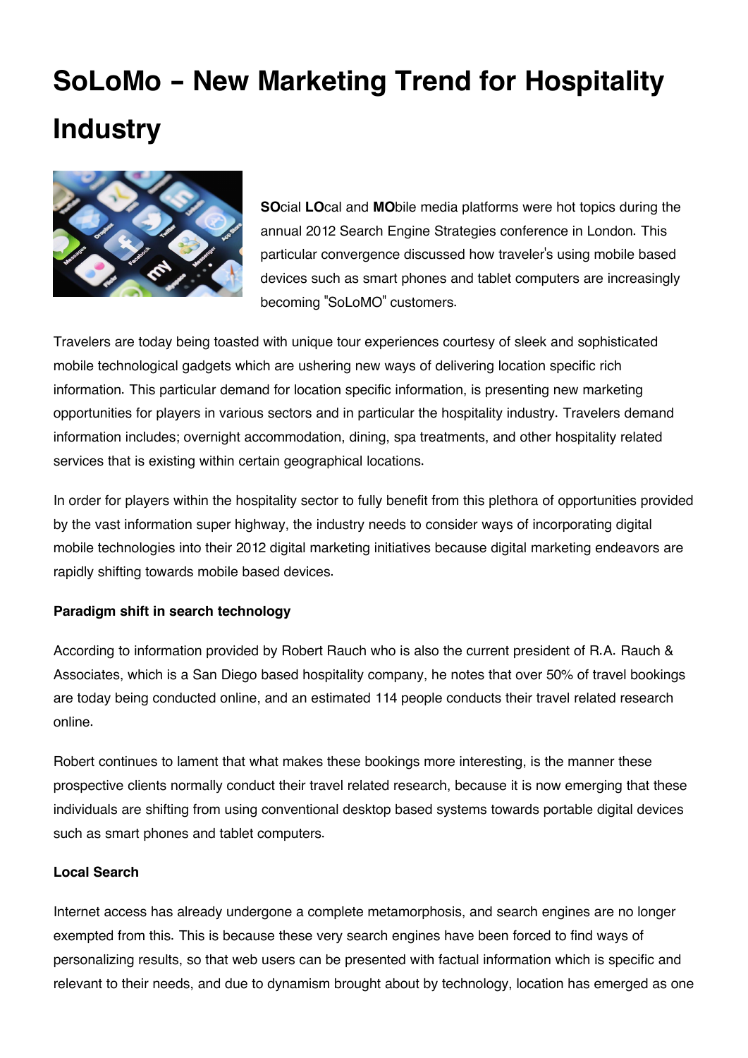# SoLoMo – New Marketing Trend for Hospitality Industry

**SO**cial **LO**cal and **MO**bile media platforms were hot topics during the annual 2012 Search Engine Strategies conference in London. This particular convergence discussed how traveler's using mobile based devices such as smart phones and tablet computers are increasingly becoming "SoLoMO" customers.

Travelers are today being toasted with unique tour experiences courtesy of sleek and sophisticated mobile technological gadgets which are ushering new ways of delivering location specific rich information. This particular demand for location specific information, is presenting new marketing opportunities for players in various sectors and in particular the hospitality industry. Travelers demand information includes; overnight accommodation, dining, spa treatments, and other hospitality related services that is existing within certain geographical locations.

In order for players within the hospitality sector to fully benefit from this plethora of opportunities provided by the vast information super highway, the industry needs to consider ways of incorporating digital mobile technologies into their 2012 digital marketing initiatives because digital marketing endeavors are rapidly shifting towards mobile based devices.

**Paradigm shift in search technology**

According to information provided by Robert Rauch who is also the current president of R.A. Rauch & Associates, which is a San Diego based hospitality company, he notes that over 50% of travel bookings are today being conducted online, and an estimated 114 people conducts their travel related research online.

Robert continues to lament that what makes these bookings more interesting, is the manner these prospective clients normally conduct their travel related research, because it is now emerging that these individuals are shifting from using conventional desktop based systems towards portable digital devices such as smart phones and tablet computers.

**Local Search**

Internet access has already undergone a complete metamorphosis, and search engines are no longer exempted from this. This is because these very search engines have been forced to find ways of personalizing results, so that web users can be presented with factual information which is specific and relevant to their needs, and due to dynamism brought about by technology, location has emerged as one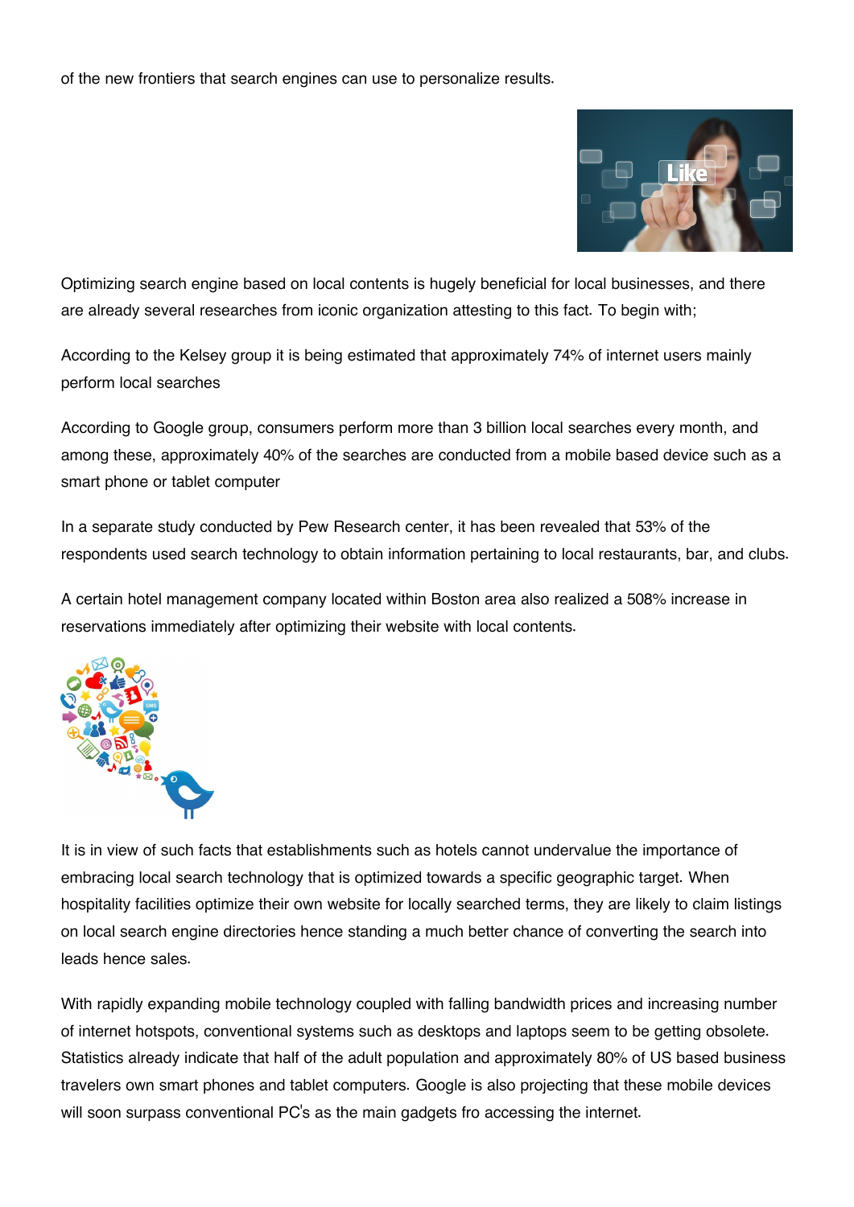of the new frontiers that search engines can use to personalize results.

Optimizing search engine based on local contents is hugely beneficial for local businesses, and there are already several researches from iconic organization attesting to this fact. To begin with;

According to the Kelsey group it is being estimated that approximately 74% of internet users mainly perform local searches

According to Google group, consumers perform more than 3 billion local searches every month, and among these, approximately 40% of the searches are conducted from a mobile based device such as a smart phone or tablet computer

In a separate study conducted by Pew Research center, it has been revealed that 53% of the respondents used search technology to obtain information pertaining to local restaurants, bar, and clubs.

A certain hotel management company located within Boston area also realized a 508% increase in reservations immediately after optimizing their website with local contents.

It is in view of such facts that establishments such as hotels cannot undervalue the importance of embracing local search technology that is optimized towards a specific geographic target. When hospitality facilities optimize their own website for locally searched terms, they are likely to claim listings on local search engine directories hence standing a much better chance of converting the search into leads hence sales.

With rapidly expanding mobile technology coupled with falling bandwidth prices and increasing number of internet hotspots, conventional systems such as desktops and laptops seem to be getting obsolete. Statistics already indicate that half of the adult population and approximately 80% of US based business travelers own smart phones and tablet computers. Google is also projecting that these mobile devices will soon surpass conventional PC's as the main gadgets fro accessing the internet.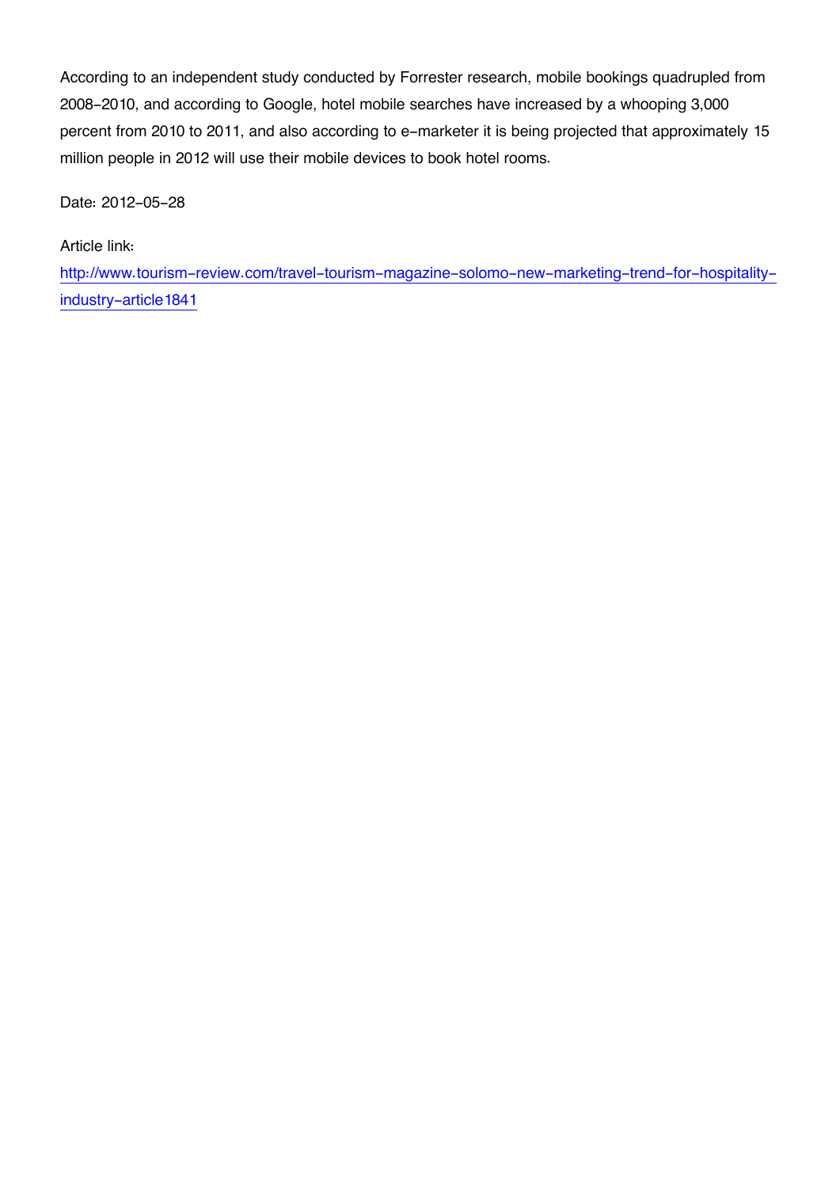According to an independent study conducted by Forrester research, mobile bookings quadrupled from 2008-2010, and according to Google, hotel mobile searches have increased by a whooping 3,000 percent from 2010 to 2011, and also according to e-marketer it is being projected that approximately 15 million people in 2012 will use their mobile devices to book hotel rooms.

Date: 2012-05-28

Article link:

[http://www.tourism-review.com/travel-tourism-magazine-solomo-new-marketing-trend-for-hospitality-industry-article1841](http://www.tourism-review.com/travel-tourism-magazine-solomo-new-marketing-trend-for-hospitality-industry-article1841)